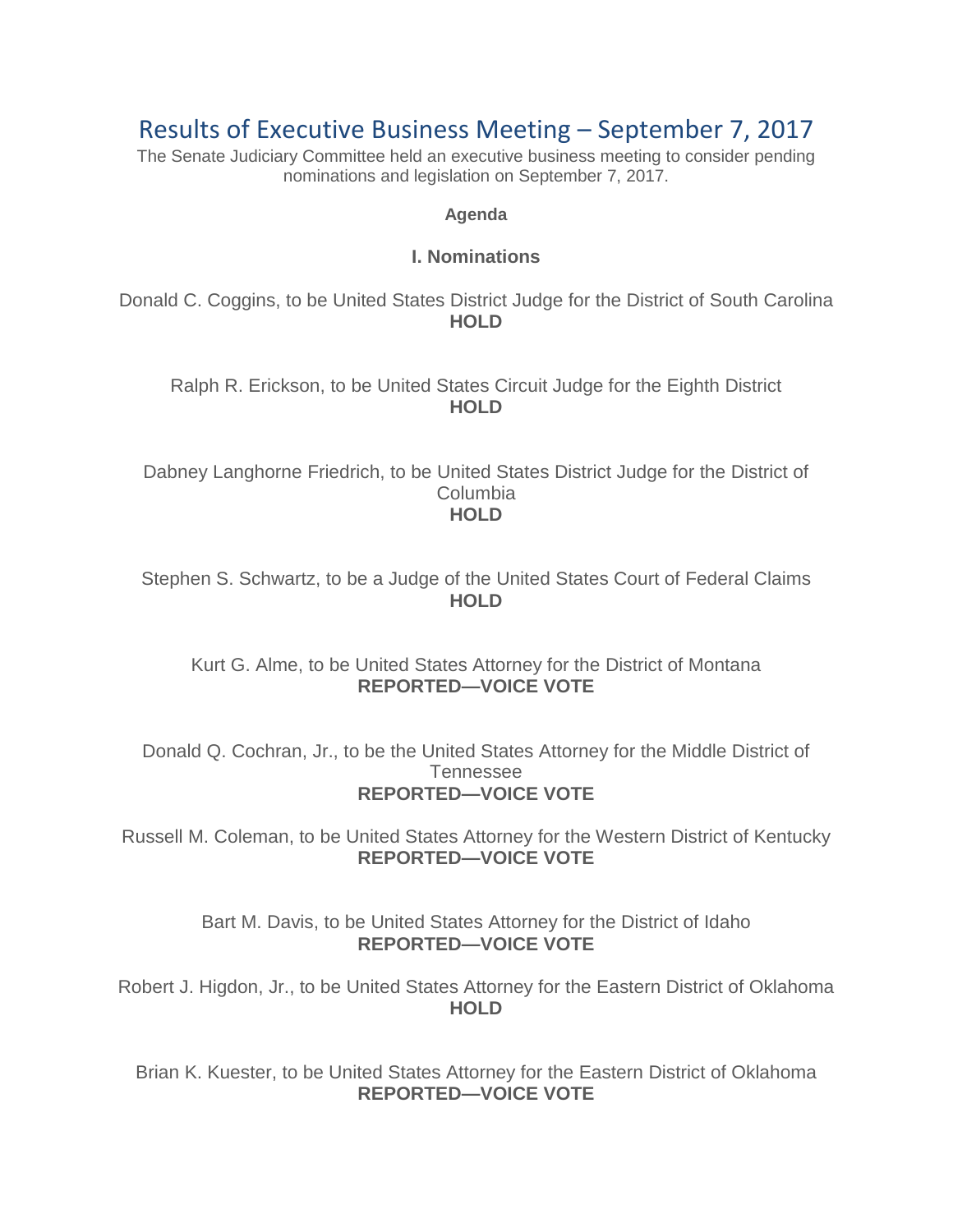# Results of Executive Business Meeting – September 7, 2017

The Senate Judiciary Committee held an executive business meeting to consider pending nominations and legislation on September 7, 2017.

**Agenda**

## I. Nominations

Donald C. Coggins, to be United States District Judge for the District of South Carolina
**HOLD**

Ralph R. Erickson, to be United States Circuit Judge for the Eighth District
**HOLD**

Dabney Langhorne Friedrich, to be United States District Judge for the District of Columbia
**HOLD**

Stephen S. Schwartz, to be a Judge of the United States Court of Federal Claims
**HOLD**

Kurt G. Alme, to be United States Attorney for the District of Montana
**REPORTED—VOICE VOTE**

Donald Q. Cochran, Jr., to be the United States Attorney for the Middle District of Tennessee
**REPORTED—VOICE VOTE**

Russell M. Coleman, to be United States Attorney for the Western District of Kentucky
**REPORTED—VOICE VOTE**

Bart M. Davis, to be United States Attorney for the District of Idaho
**REPORTED—VOICE VOTE**

Robert J. Higdon, Jr., to be United States Attorney for the Eastern District of Oklahoma
**HOLD**

Brian K. Kuester, to be United States Attorney for the Eastern District of Oklahoma
**REPORTED—VOICE VOTE**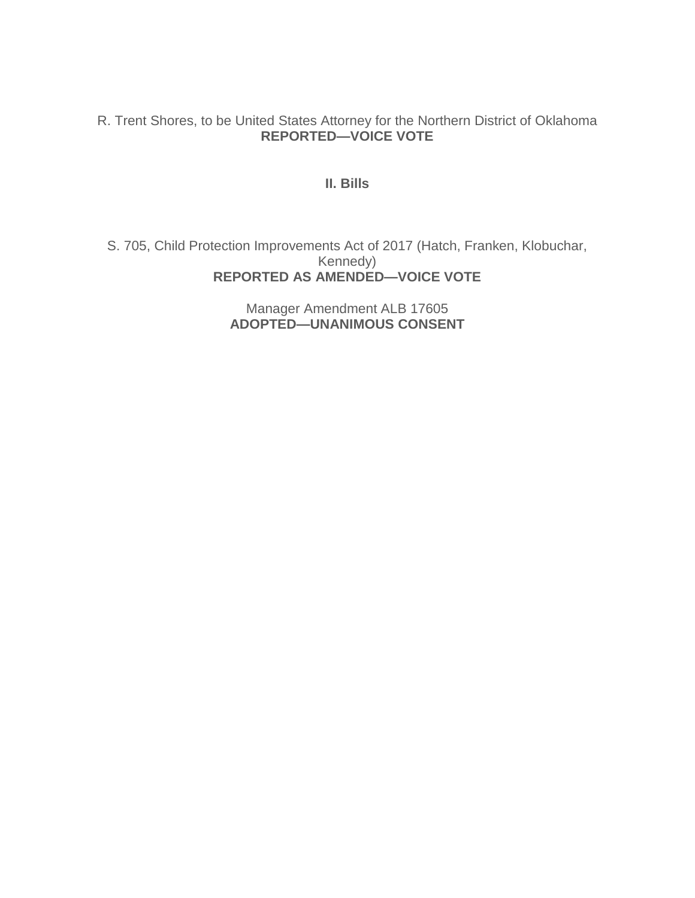R. Trent Shores, to be United States Attorney for the Northern District of Oklahoma
**REPORTED—VOICE VOTE**

## II. Bills

S. 705, Child Protection Improvements Act of 2017 (Hatch, Franken, Klobuchar, Kennedy)
**REPORTED AS AMENDED—VOICE VOTE**

Manager Amendment ALB 17605
**ADOPTED—UNANIMOUS CONSENT**